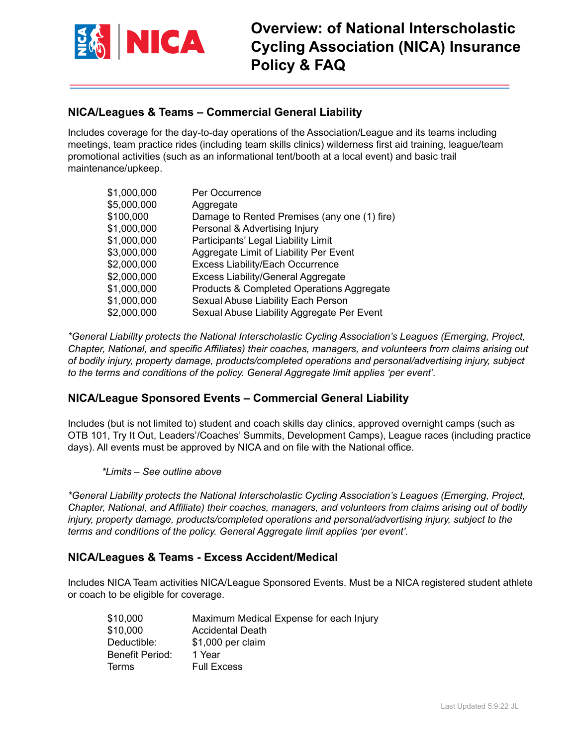# Overview: of National Interscholastic Cycling Association (NICA) Insurance Policy & FAQ

## NICA/Leagues & Teams – Commercial General Liability

Includes coverage for the day-to-day operations of the Association/League and its teams including meetings, team practice rides (including team skills clinics) wilderness first aid training, league/team promotional activities (such as an informational tent/booth at a local event) and basic trail maintenance/upkeep.

| | |
|---|---|
| $1,000,000 | Per Occurrence |
| $5,000,000 | Aggregate |
| $100,000 | Damage to Rented Premises (any one (1) fire) |
| $1,000,000 | Personal & Advertising Injury |
| $1,000,000 | Participants' Legal Liability Limit |
| $3,000,000 | Aggregate Limit of Liability Per Event |
| $2,000,000 | Excess Liability/Each Occurrence |
| $2,000,000 | Excess Liability/General Aggregate |
| $1,000,000 | Products & Completed Operations Aggregate |
| $1,000,000 | Sexual Abuse Liability Each Person |
| $2,000,000 | Sexual Abuse Liability Aggregate Per Event |

*\*General Liability protects the National Interscholastic Cycling Association's Leagues (Emerging, Project, Chapter, National, and specific Affiliates) their coaches, managers, and volunteers from claims arising out of bodily injury, property damage, products/completed operations and personal/advertising injury, subject to the terms and conditions of the policy. General Aggregate limit applies 'per event'.*

## NICA/League Sponsored Events – Commercial General Liability

Includes (but is not limited to) student and coach skills day clinics, approved overnight camps (such as OTB 101, Try It Out, Leaders'/Coaches' Summits, Development Camps), League races (including practice days). All events must be approved by NICA and on file with the National office.

*\*Limits – See outline above*

*\*General Liability protects the National Interscholastic Cycling Association's Leagues (Emerging, Project, Chapter, National, and Affiliate) their coaches, managers, and volunteers from claims arising out of bodily injury, property damage, products/completed operations and personal/advertising injury, subject to the terms and conditions of the policy. General Aggregate limit applies 'per event'.*

## NICA/Leagues & Teams - Excess Accident/Medical

Includes NICA Team activities NICA/League Sponsored Events. Must be a NICA registered student athlete or coach to be eligible for coverage.

| | |
|---|---|
| $10,000 | Maximum Medical Expense for each Injury |
| $10,000 | Accidental Death |
| Deductible: | $1,000 per claim |
| Benefit Period: | 1 Year |
| Terms | Full Excess |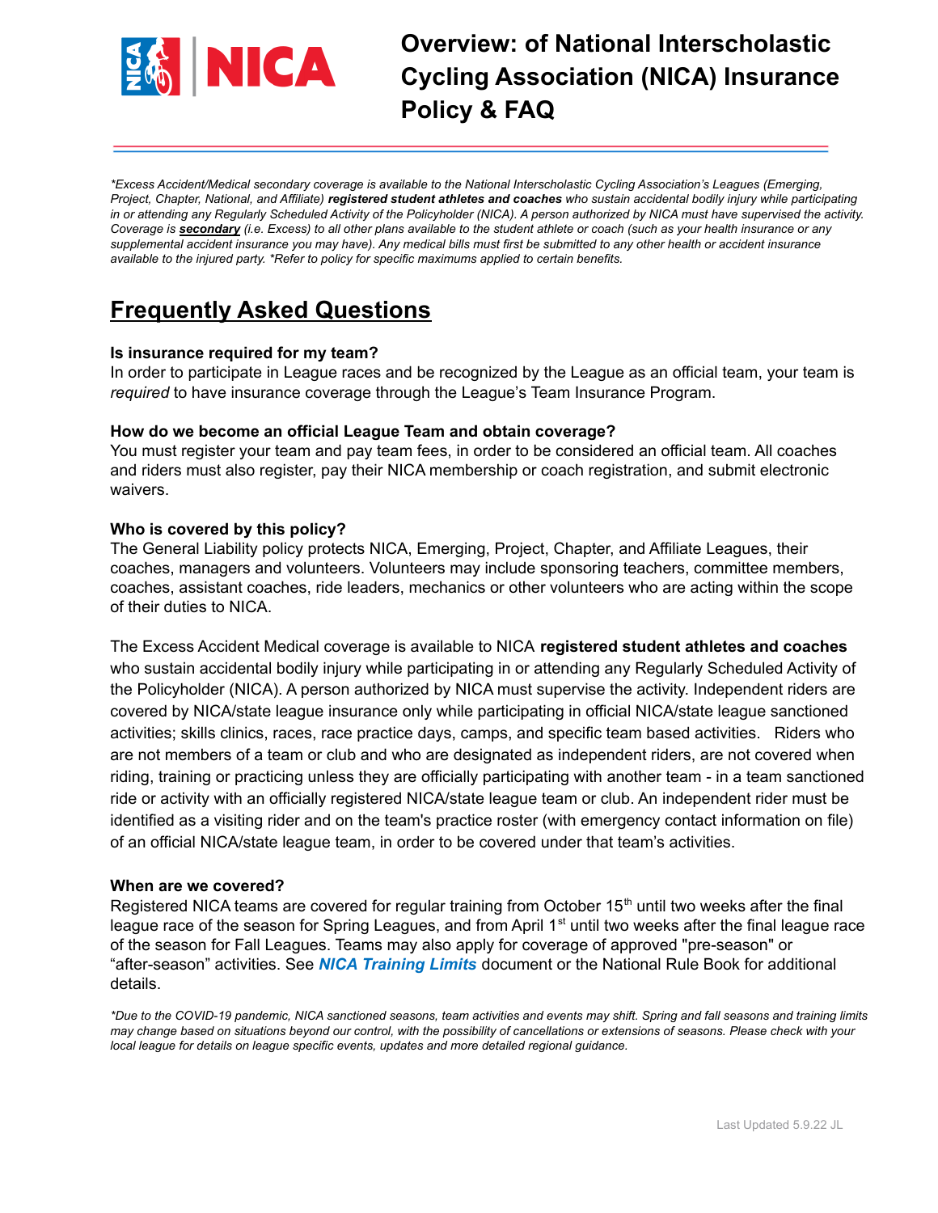# Overview: of National Interscholastic Cycling Association (NICA) Insurance Policy & FAQ

*\*Excess Accident/Medical secondary coverage is available to the National Interscholastic Cycling Association's Leagues (Emerging, Project, Chapter, National, and Affiliate)* ***registered student athletes and coaches*** *who sustain accidental bodily injury while participating in or attending any Regularly Scheduled Activity of the Policyholder (NICA). A person authorized by NICA must have supervised the activity. Coverage is* ***secondary*** *(i.e. Excess) to all other plans available to the student athlete or coach (such as your health insurance or any supplemental accident insurance you may have). Any medical bills must first be submitted to any other health or accident insurance available to the injured party. \*Refer to policy for specific maximums applied to certain benefits.*

## Frequently Asked Questions

**Is insurance required for my team?**
In order to participate in League races and be recognized by the League as an official team, your team is *required* to have insurance coverage through the League's Team Insurance Program.

**How do we become an official League Team and obtain coverage?**
You must register your team and pay team fees, in order to be considered an official team. All coaches and riders must also register, pay their NICA membership or coach registration, and submit electronic waivers.

**Who is covered by this policy?**
The General Liability policy protects NICA, Emerging, Project, Chapter, and Affiliate Leagues, their coaches, managers and volunteers. Volunteers may include sponsoring teachers, committee members, coaches, assistant coaches, ride leaders, mechanics or other volunteers who are acting within the scope of their duties to NICA.

The Excess Accident Medical coverage is available to NICA **registered student athletes and coaches** who sustain accidental bodily injury while participating in or attending any Regularly Scheduled Activity of the Policyholder (NICA). A person authorized by NICA must supervise the activity. Independent riders are covered by NICA/state league insurance only while participating in official NICA/state league sanctioned activities; skills clinics, races, race practice days, camps, and specific team based activities. Riders who are not members of a team or club and who are designated as independent riders, are not covered when riding, training or practicing unless they are officially participating with another team - in a team sanctioned ride or activity with an officially registered NICA/state league team or club. An independent rider must be identified as a visiting rider and on the team's practice roster (with emergency contact information on file) of an official NICA/state league team, in order to be covered under that team's activities.

**When are we covered?**
Registered NICA teams are covered for regular training from October 15th until two weeks after the final league race of the season for Spring Leagues, and from April 1st until two weeks after the final league race of the season for Fall Leagues. Teams may also apply for coverage of approved "pre-season" or "after-season" activities. See ***NICA Training Limits*** document or the National Rule Book for additional details.

*\*Due to the COVID-19 pandemic, NICA sanctioned seasons, team activities and events may shift. Spring and fall seasons and training limits may change based on situations beyond our control, with the possibility of cancellations or extensions of seasons. Please check with your local league for details on league specific events, updates and more detailed regional guidance.*

Last Updated 5.9.22 JL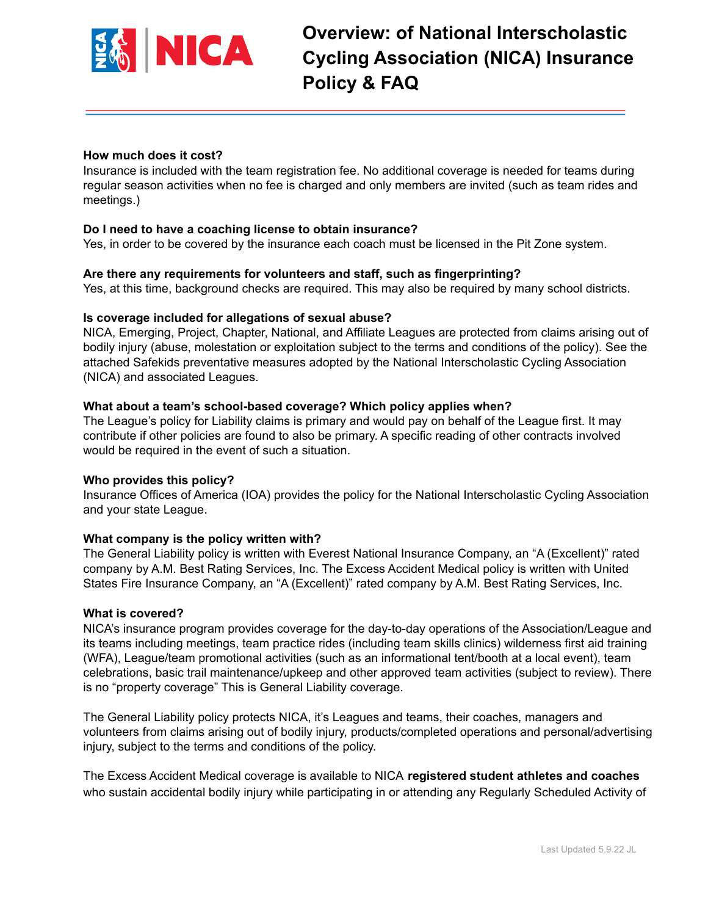# Overview: of National Interscholastic Cycling Association (NICA) Insurance Policy & FAQ

**How much does it cost?**
Insurance is included with the team registration fee. No additional coverage is needed for teams during regular season activities when no fee is charged and only members are invited (such as team rides and meetings.)

**Do I need to have a coaching license to obtain insurance?**
Yes, in order to be covered by the insurance each coach must be licensed in the Pit Zone system.

**Are there any requirements for volunteers and staff, such as fingerprinting?**
Yes, at this time, background checks are required. This may also be required by many school districts.

**Is coverage included for allegations of sexual abuse?**
NICA, Emerging, Project, Chapter, National, and Affiliate Leagues are protected from claims arising out of bodily injury (abuse, molestation or exploitation subject to the terms and conditions of the policy). See the attached Safekids preventative measures adopted by the National Interscholastic Cycling Association (NICA) and associated Leagues.

**What about a team's school-based coverage? Which policy applies when?**
The League's policy for Liability claims is primary and would pay on behalf of the League first. It may contribute if other policies are found to also be primary. A specific reading of other contracts involved would be required in the event of such a situation.

**Who provides this policy?**
Insurance Offices of America (IOA) provides the policy for the National Interscholastic Cycling Association and your state League.

**What company is the policy written with?**
The General Liability policy is written with Everest National Insurance Company, an "A (Excellent)" rated company by A.M. Best Rating Services, Inc. The Excess Accident Medical policy is written with United States Fire Insurance Company, an "A (Excellent)" rated company by A.M. Best Rating Services, Inc.

**What is covered?**
NICA's insurance program provides coverage for the day-to-day operations of the Association/League and its teams including meetings, team practice rides (including team skills clinics) wilderness first aid training (WFA), League/team promotional activities (such as an informational tent/booth at a local event), team celebrations, basic trail maintenance/upkeep and other approved team activities (subject to review). There is no "property coverage" This is General Liability coverage.

The General Liability policy protects NICA, it's Leagues and teams, their coaches, managers and volunteers from claims arising out of bodily injury, products/completed operations and personal/advertising injury, subject to the terms and conditions of the policy.

The Excess Accident Medical coverage is available to NICA **registered student athletes and coaches** who sustain accidental bodily injury while participating in or attending any Regularly Scheduled Activity of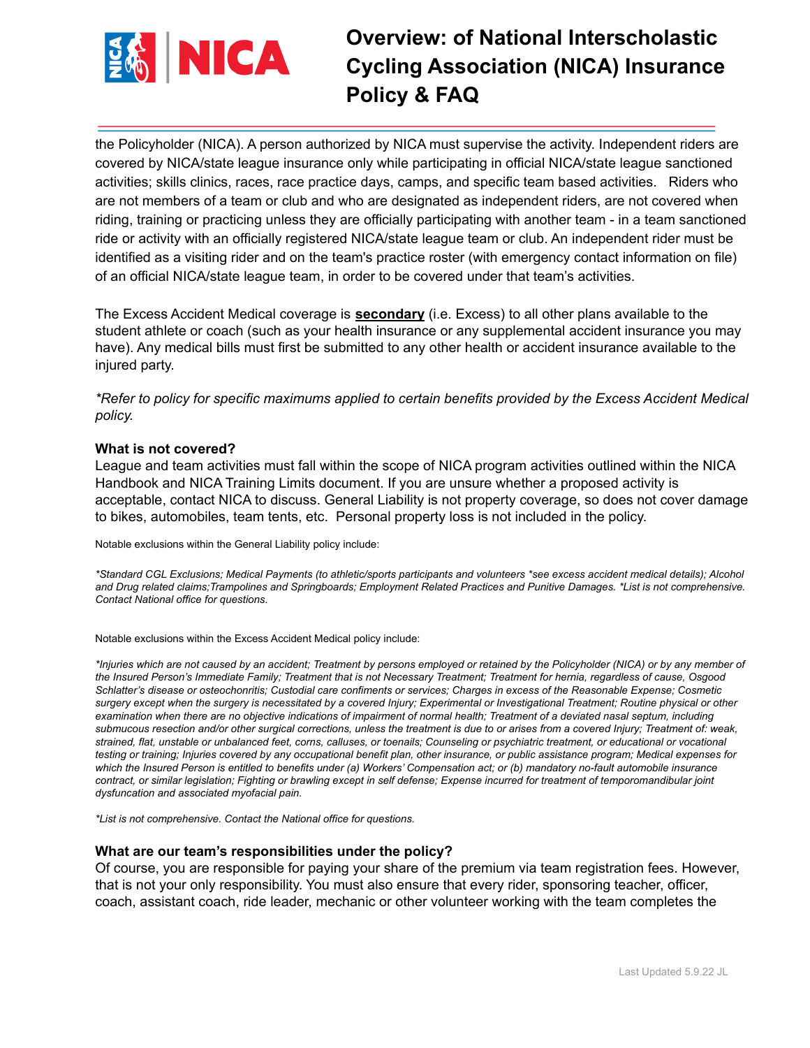the Policyholder (NICA). A person authorized by NICA must supervise the activity. Independent riders are covered by NICA/state league insurance only while participating in official NICA/state league sanctioned activities; skills clinics, races, race practice days, camps, and specific team based activities. Riders who are not members of a team or club and who are designated as independent riders, are not covered when riding, training or practicing unless they are officially participating with another team - in a team sanctioned ride or activity with an officially registered NICA/state league team or club. An independent rider must be identified as a visiting rider and on the team's practice roster (with emergency contact information on file) of an official NICA/state league team, in order to be covered under that team's activities.

The Excess Accident Medical coverage is **secondary** (i.e. Excess) to all other plans available to the student athlete or coach (such as your health insurance or any supplemental accident insurance you may have). Any medical bills must first be submitted to any other health or accident insurance available to the injured party.

*\*Refer to policy for specific maximums applied to certain benefits provided by the Excess Accident Medical policy.*

### What is not covered?

League and team activities must fall within the scope of NICA program activities outlined within the NICA Handbook and NICA Training Limits document. If you are unsure whether a proposed activity is acceptable, contact NICA to discuss. General Liability is not property coverage, so does not cover damage to bikes, automobiles, team tents, etc. Personal property loss is not included in the policy.

Notable exclusions within the General Liability policy include:

*\*Standard CGL Exclusions; Medical Payments (to athletic/sports participants and volunteers \*see excess accident medical details); Alcohol and Drug related claims;Trampolines and Springboards; Employment Related Practices and Punitive Damages. \*List is not comprehensive. Contact National office for questions.*

Notable exclusions within the Excess Accident Medical policy include:

*\*Injuries which are not caused by an accident; Treatment by persons employed or retained by the Policyholder (NICA) or by any member of the Insured Person's Immediate Family; Treatment that is not Necessary Treatment; Treatment for hernia, regardless of cause, Osgood Schlatter's disease or osteochonritis; Custodial care confiments or services; Charges in excess of the Reasonable Expense; Cosmetic surgery except when the surgery is necessitated by a covered Injury; Experimental or Investigational Treatment; Routine physical or other examination when there are no objective indications of impairment of normal health; Treatment of a deviated nasal septum, including submucous resection and/or other surgical corrections, unless the treatment is due to or arises from a covered Injury; Treatment of: weak, strained, flat, unstable or unbalanced feet, corns, calluses, or toenails; Counseling or psychiatric treatment, or educational or vocational testing or training; Injuries covered by any occupational benefit plan, other insurance, or public assistance program; Medical expenses for which the Insured Person is entitled to benefits under (a) Workers' Compensation act; or (b) mandatory no-fault automobile insurance contract, or similar legislation; Fighting or brawling except in self defense; Expense incurred for treatment of temporomandibular joint dysfuncation and associated myofacial pain.*

*\*List is not comprehensive. Contact the National office for questions.*

### What are our team's responsibilities under the policy?

Of course, you are responsible for paying your share of the premium via team registration fees. However, that is not your only responsibility. You must also ensure that every rider, sponsoring teacher, officer, coach, assistant coach, ride leader, mechanic or other volunteer working with the team completes the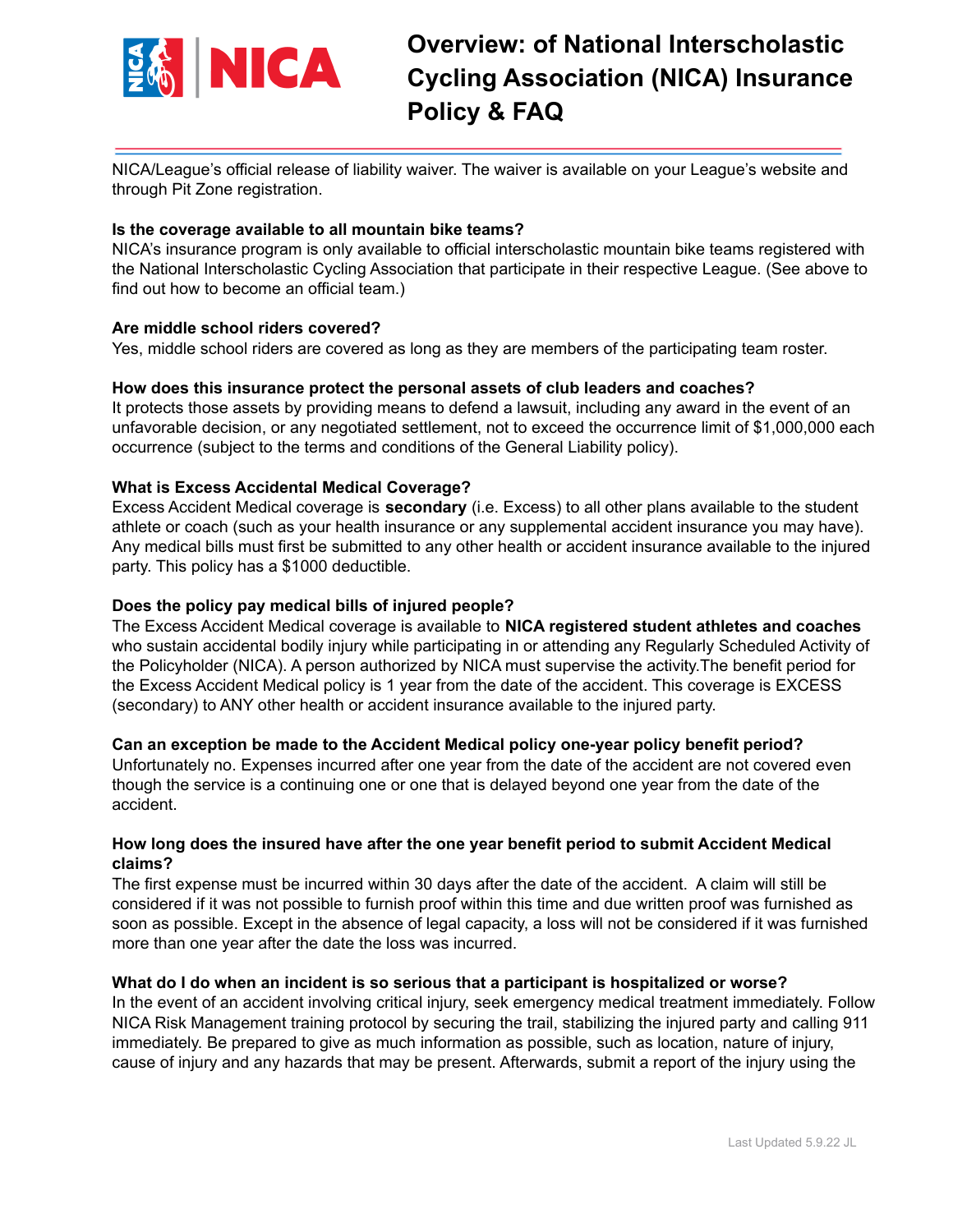NICA/League's official release of liability waiver. The waiver is available on your League's website and through Pit Zone registration.

**Is the coverage available to all mountain bike teams?**
NICA's insurance program is only available to official interscholastic mountain bike teams registered with the National Interscholastic Cycling Association that participate in their respective League. (See above to find out how to become an official team.)

**Are middle school riders covered?**
Yes, middle school riders are covered as long as they are members of the participating team roster.

**How does this insurance protect the personal assets of club leaders and coaches?**
It protects those assets by providing means to defend a lawsuit, including any award in the event of an unfavorable decision, or any negotiated settlement, not to exceed the occurrence limit of $1,000,000 each occurrence (subject to the terms and conditions of the General Liability policy).

**What is Excess Accidental Medical Coverage?**
Excess Accident Medical coverage is **secondary** (i.e. Excess) to all other plans available to the student athlete or coach (such as your health insurance or any supplemental accident insurance you may have). Any medical bills must first be submitted to any other health or accident insurance available to the injured party. This policy has a $1000 deductible.

**Does the policy pay medical bills of injured people?**
The Excess Accident Medical coverage is available to **NICA registered student athletes and coaches** who sustain accidental bodily injury while participating in or attending any Regularly Scheduled Activity of the Policyholder (NICA). A person authorized by NICA must supervise the activity.The benefit period for the Excess Accident Medical policy is 1 year from the date of the accident. This coverage is EXCESS (secondary) to ANY other health or accident insurance available to the injured party.

**Can an exception be made to the Accident Medical policy one-year policy benefit period?**
Unfortunately no. Expenses incurred after one year from the date of the accident are not covered even though the service is a continuing one or one that is delayed beyond one year from the date of the accident.

**How long does the insured have after the one year benefit period to submit Accident Medical claims?**
The first expense must be incurred within 30 days after the date of the accident. A claim will still be considered if it was not possible to furnish proof within this time and due written proof was furnished as soon as possible. Except in the absence of legal capacity, a loss will not be considered if it was furnished more than one year after the date the loss was incurred.

**What do I do when an incident is so serious that a participant is hospitalized or worse?**
In the event of an accident involving critical injury, seek emergency medical treatment immediately. Follow NICA Risk Management training protocol by securing the trail, stabilizing the injured party and calling 911 immediately. Be prepared to give as much information as possible, such as location, nature of injury, cause of injury and any hazards that may be present. Afterwards, submit a report of the injury using the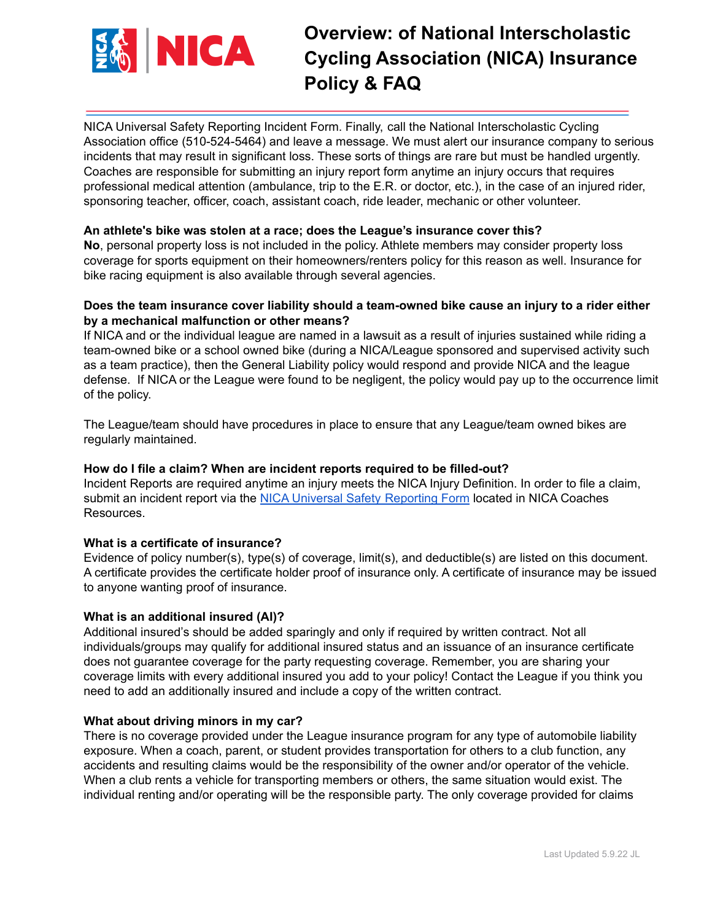NICA Universal Safety Reporting Incident Form. Finally, call the National Interscholastic Cycling Association office (510-524-5464) and leave a message. We must alert our insurance company to serious incidents that may result in significant loss. These sorts of things are rare but must be handled urgently. Coaches are responsible for submitting an injury report form anytime an injury occurs that requires professional medical attention (ambulance, trip to the E.R. or doctor, etc.), in the case of an injured rider, sponsoring teacher, officer, coach, assistant coach, ride leader, mechanic or other volunteer.

**An athlete's bike was stolen at a race; does the League's insurance cover this?**
**No**, personal property loss is not included in the policy. Athlete members may consider property loss coverage for sports equipment on their homeowners/renters policy for this reason as well. Insurance for bike racing equipment is also available through several agencies.

**Does the team insurance cover liability should a team-owned bike cause an injury to a rider either by a mechanical malfunction or other means?**
If NICA and or the individual league are named in a lawsuit as a result of injuries sustained while riding a team-owned bike or a school owned bike (during a NICA/League sponsored and supervised activity such as a team practice), then the General Liability policy would respond and provide NICA and the league defense. If NICA or the League were found to be negligent, the policy would pay up to the occurrence limit of the policy.

The League/team should have procedures in place to ensure that any League/team owned bikes are regularly maintained.

**How do I file a claim? When are incident reports required to be filled-out?**
Incident Reports are required anytime an injury meets the NICA Injury Definition. In order to file a claim, submit an incident report via the NICA Universal Safety Reporting Form located in NICA Coaches Resources.

**What is a certificate of insurance?**
Evidence of policy number(s), type(s) of coverage, limit(s), and deductible(s) are listed on this document. A certificate provides the certificate holder proof of insurance only. A certificate of insurance may be issued to anyone wanting proof of insurance.

**What is an additional insured (AI)?**
Additional insured's should be added sparingly and only if required by written contract. Not all individuals/groups may qualify for additional insured status and an issuance of an insurance certificate does not guarantee coverage for the party requesting coverage. Remember, you are sharing your coverage limits with every additional insured you add to your policy! Contact the League if you think you need to add an additionally insured and include a copy of the written contract.

**What about driving minors in my car?**
There is no coverage provided under the League insurance program for any type of automobile liability exposure. When a coach, parent, or student provides transportation for others to a club function, any accidents and resulting claims would be the responsibility of the owner and/or operator of the vehicle. When a club rents a vehicle for transporting members or others, the same situation would exist. The individual renting and/or operating will be the responsible party. The only coverage provided for claims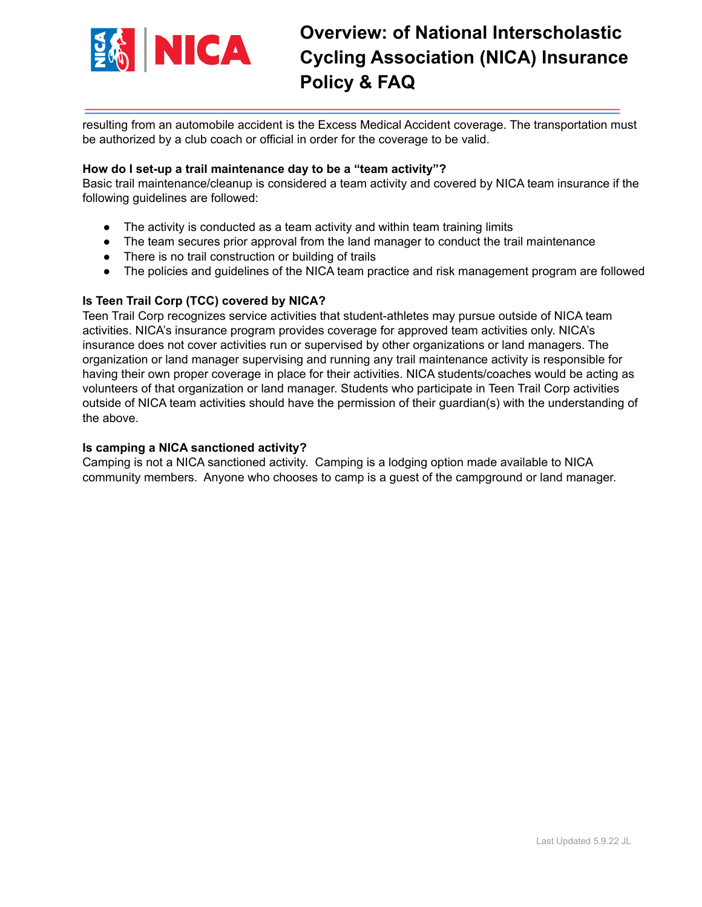resulting from an automobile accident is the Excess Medical Accident coverage. The transportation must be authorized by a club coach or official in order for the coverage to be valid.

**How do I set-up a trail maintenance day to be a "team activity"?**
Basic trail maintenance/cleanup is considered a team activity and covered by NICA team insurance if the following guidelines are followed:

- The activity is conducted as a team activity and within team training limits
- The team secures prior approval from the land manager to conduct the trail maintenance
- There is no trail construction or building of trails
- The policies and guidelines of the NICA team practice and risk management program are followed

**Is Teen Trail Corp (TCC) covered by NICA?**
Teen Trail Corp recognizes service activities that student-athletes may pursue outside of NICA team activities. NICA's insurance program provides coverage for approved team activities only. NICA's insurance does not cover activities run or supervised by other organizations or land managers. The organization or land manager supervising and running any trail maintenance activity is responsible for having their own proper coverage in place for their activities. NICA students/coaches would be acting as volunteers of that organization or land manager. Students who participate in Teen Trail Corp activities outside of NICA team activities should have the permission of their guardian(s) with the understanding of the above.

**Is camping a NICA sanctioned activity?**
Camping is not a NICA sanctioned activity. Camping is a lodging option made available to NICA community members. Anyone who chooses to camp is a guest of the campground or land manager.